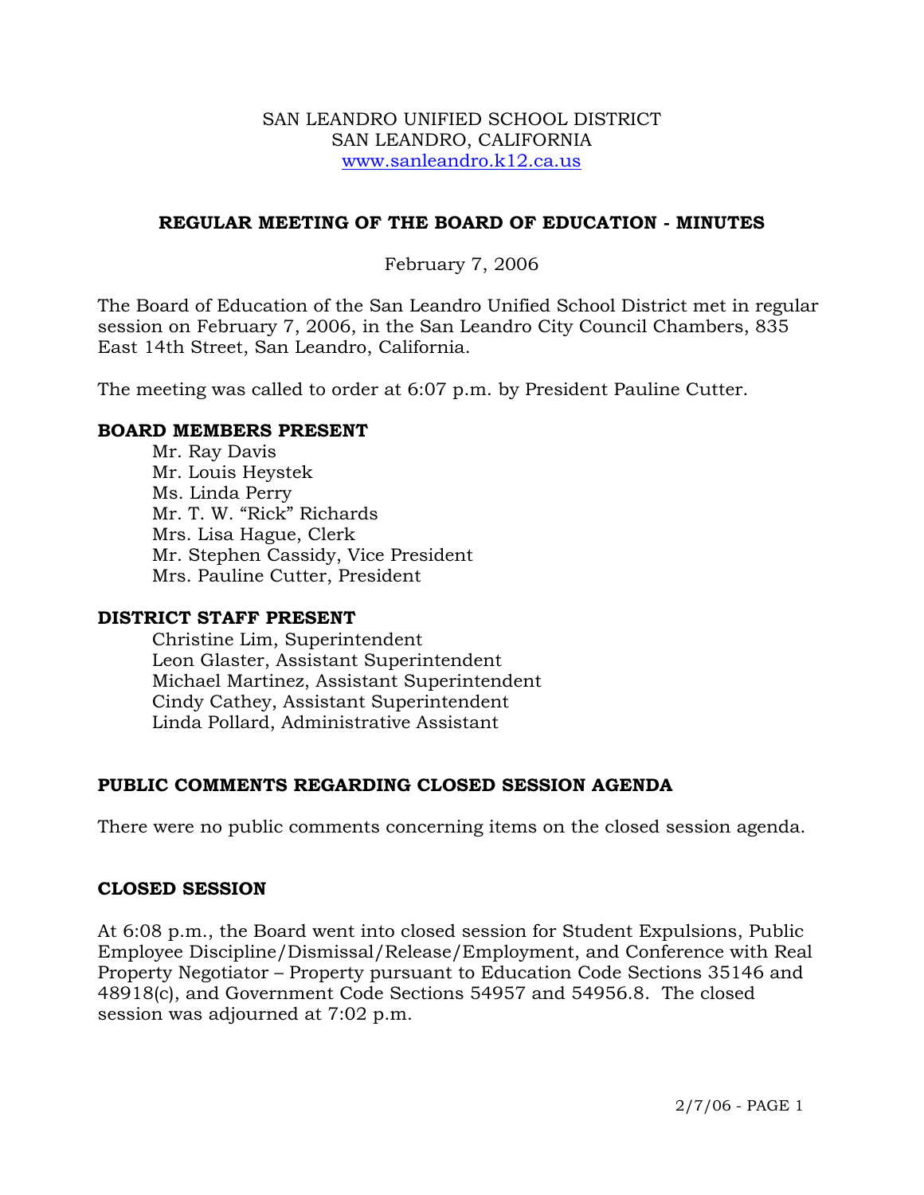SAN LEANDRO UNIFIED SCHOOL DISTRICT
SAN LEANDRO, CALIFORNIA
www.sanleandro.k12.ca.us

## REGULAR MEETING OF THE BOARD OF EDUCATION - MINUTES

February 7, 2006

The Board of Education of the San Leandro Unified School District met in regular session on February 7, 2006, in the San Leandro City Council Chambers, 835 East 14th Street, San Leandro, California.

The meeting was called to order at 6:07 p.m. by President Pauline Cutter.

### BOARD MEMBERS PRESENT

Mr. Ray Davis
Mr. Louis Heystek
Ms. Linda Perry
Mr. T. W. "Rick" Richards
Mrs. Lisa Hague, Clerk
Mr. Stephen Cassidy, Vice President
Mrs. Pauline Cutter, President

### DISTRICT STAFF PRESENT

Christine Lim, Superintendent
Leon Glaster, Assistant Superintendent
Michael Martinez, Assistant Superintendent
Cindy Cathey, Assistant Superintendent
Linda Pollard, Administrative Assistant

### PUBLIC COMMENTS REGARDING CLOSED SESSION AGENDA

There were no public comments concerning items on the closed session agenda.

### CLOSED SESSION

At 6:08 p.m., the Board went into closed session for Student Expulsions, Public Employee Discipline/Dismissal/Release/Employment, and Conference with Real Property Negotiator – Property pursuant to Education Code Sections 35146 and 48918(c), and Government Code Sections 54957 and 54956.8. The closed session was adjourned at 7:02 p.m.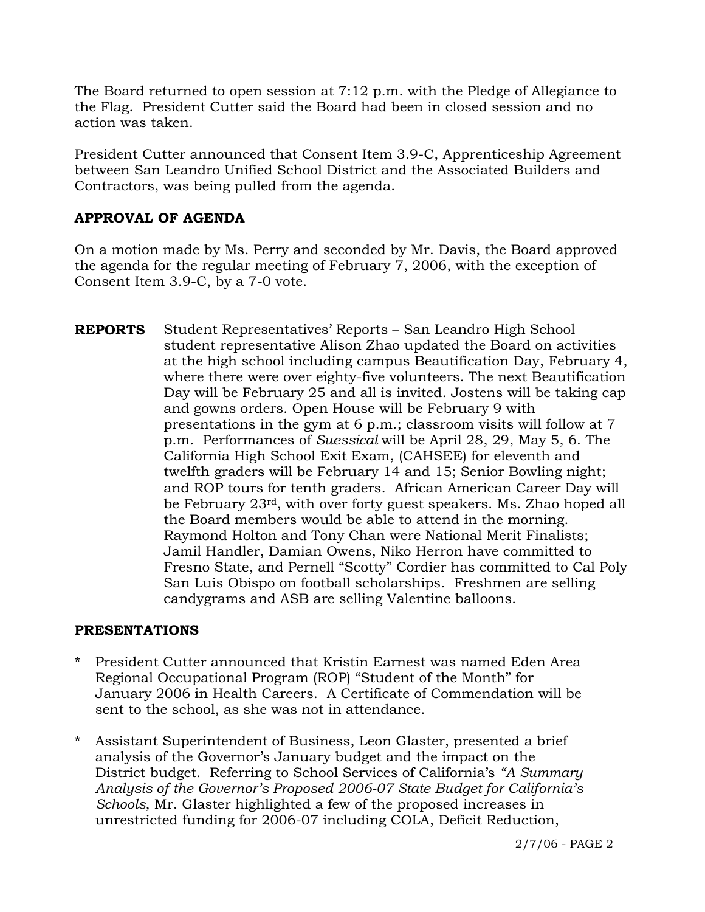The Board returned to open session at 7:12 p.m. with the Pledge of Allegiance to the Flag. President Cutter said the Board had been in closed session and no action was taken.

President Cutter announced that Consent Item 3.9-C, Apprenticeship Agreement between San Leandro Unified School District and the Associated Builders and Contractors, was being pulled from the agenda.

**APPROVAL OF AGENDA**

On a motion made by Ms. Perry and seconded by Mr. Davis, the Board approved the agenda for the regular meeting of February 7, 2006, with the exception of Consent Item 3.9-C, by a 7-0 vote.

**REPORTS** Student Representatives' Reports – San Leandro High School student representative Alison Zhao updated the Board on activities at the high school including campus Beautification Day, February 4, where there were over eighty-five volunteers. The next Beautification Day will be February 25 and all is invited. Jostens will be taking cap and gowns orders. Open House will be February 9 with presentations in the gym at 6 p.m.; classroom visits will follow at 7 p.m. Performances of *Suessical* will be April 28, 29, May 5, 6. The California High School Exit Exam, (CAHSEE) for eleventh and twelfth graders will be February 14 and 15; Senior Bowling night; and ROP tours for tenth graders. African American Career Day will be February 23rd, with over forty guest speakers. Ms. Zhao hoped all the Board members would be able to attend in the morning. Raymond Holton and Tony Chan were National Merit Finalists; Jamil Handler, Damian Owens, Niko Herron have committed to Fresno State, and Pernell "Scotty" Cordier has committed to Cal Poly San Luis Obispo on football scholarships. Freshmen are selling candygrams and ASB are selling Valentine balloons.

**PRESENTATIONS**

* President Cutter announced that Kristin Earnest was named Eden Area Regional Occupational Program (ROP) "Student of the Month" for January 2006 in Health Careers. A Certificate of Commendation will be sent to the school, as she was not in attendance.

* Assistant Superintendent of Business, Leon Glaster, presented a brief analysis of the Governor's January budget and the impact on the District budget. Referring to School Services of California's *"A Summary Analysis of the Governor's Proposed 2006-07 State Budget for California's Schools*, Mr. Glaster highlighted a few of the proposed increases in unrestricted funding for 2006-07 including COLA, Deficit Reduction,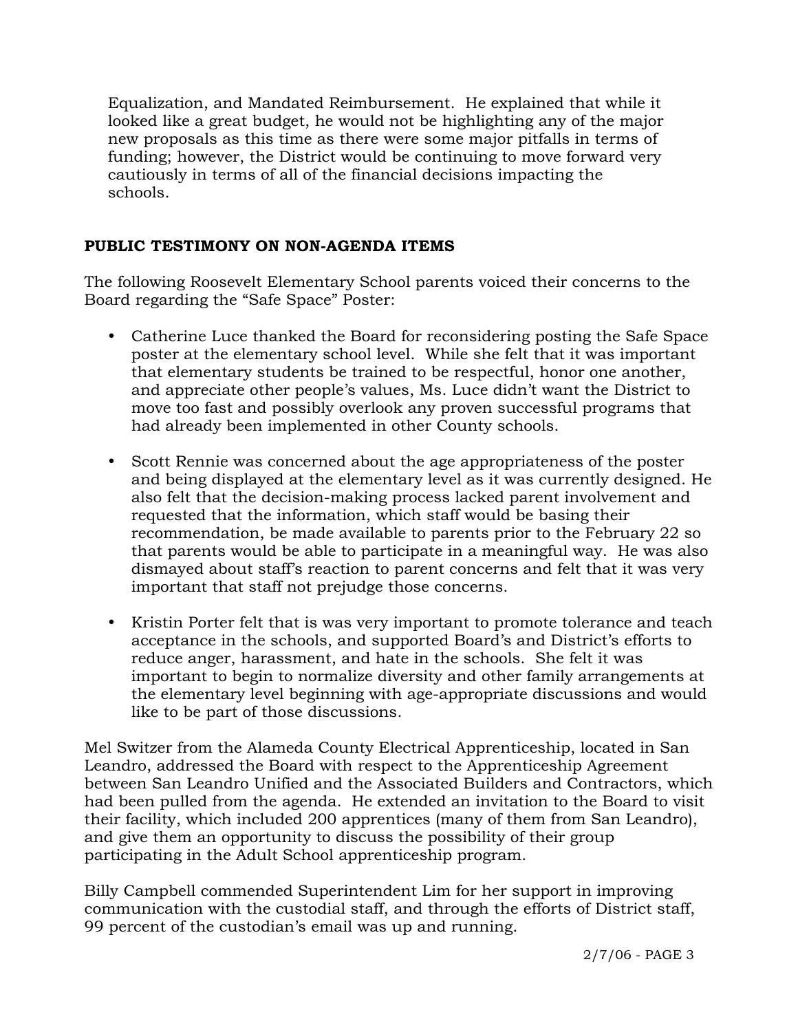Equalization, and Mandated Reimbursement. He explained that while it looked like a great budget, he would not be highlighting any of the major new proposals as this time as there were some major pitfalls in terms of funding; however, the District would be continuing to move forward very cautiously in terms of all of the financial decisions impacting the schools.

**PUBLIC TESTIMONY ON NON-AGENDA ITEMS**

The following Roosevelt Elementary School parents voiced their concerns to the Board regarding the "Safe Space" Poster:

- Catherine Luce thanked the Board for reconsidering posting the Safe Space poster at the elementary school level. While she felt that it was important that elementary students be trained to be respectful, honor one another, and appreciate other people's values, Ms. Luce didn't want the District to move too fast and possibly overlook any proven successful programs that had already been implemented in other County schools.

- Scott Rennie was concerned about the age appropriateness of the poster and being displayed at the elementary level as it was currently designed. He also felt that the decision-making process lacked parent involvement and requested that the information, which staff would be basing their recommendation, be made available to parents prior to the February 22 so that parents would be able to participate in a meaningful way. He was also dismayed about staff's reaction to parent concerns and felt that it was very important that staff not prejudge those concerns.

- Kristin Porter felt that is was very important to promote tolerance and teach acceptance in the schools, and supported Board's and District's efforts to reduce anger, harassment, and hate in the schools. She felt it was important to begin to normalize diversity and other family arrangements at the elementary level beginning with age-appropriate discussions and would like to be part of those discussions.

Mel Switzer from the Alameda County Electrical Apprenticeship, located in San Leandro, addressed the Board with respect to the Apprenticeship Agreement between San Leandro Unified and the Associated Builders and Contractors, which had been pulled from the agenda. He extended an invitation to the Board to visit their facility, which included 200 apprentices (many of them from San Leandro), and give them an opportunity to discuss the possibility of their group participating in the Adult School apprenticeship program.

Billy Campbell commended Superintendent Lim for her support in improving communication with the custodial staff, and through the efforts of District staff, 99 percent of the custodian's email was up and running.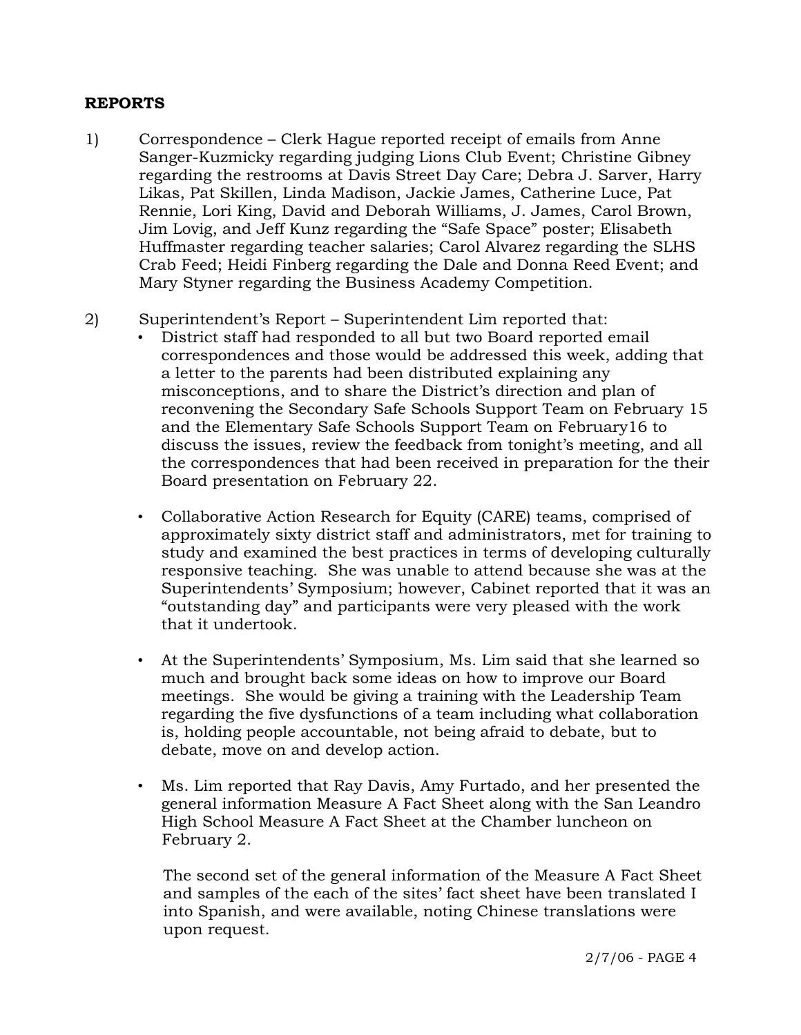**REPORTS**

1) Correspondence – Clerk Hague reported receipt of emails from Anne Sanger-Kuzmicky regarding judging Lions Club Event; Christine Gibney regarding the restrooms at Davis Street Day Care; Debra J. Sarver, Harry Likas, Pat Skillen, Linda Madison, Jackie James, Catherine Luce, Pat Rennie, Lori King, David and Deborah Williams, J. James, Carol Brown, Jim Lovig, and Jeff Kunz regarding the "Safe Space" poster; Elisabeth Huffmaster regarding teacher salaries; Carol Alvarez regarding the SLHS Crab Feed; Heidi Finberg regarding the Dale and Donna Reed Event; and Mary Styner regarding the Business Academy Competition.

2) Superintendent's Report – Superintendent Lim reported that:

- District staff had responded to all but two Board reported email correspondences and those would be addressed this week, adding that a letter to the parents had been distributed explaining any misconceptions, and to share the District's direction and plan of reconvening the Secondary Safe Schools Support Team on February 15 and the Elementary Safe Schools Support Team on February16 to discuss the issues, review the feedback from tonight's meeting, and all the correspondences that had been received in preparation for the their Board presentation on February 22.

- Collaborative Action Research for Equity (CARE) teams, comprised of approximately sixty district staff and administrators, met for training to study and examined the best practices in terms of developing culturally responsive teaching. She was unable to attend because she was at the Superintendents' Symposium; however, Cabinet reported that it was an "outstanding day" and participants were very pleased with the work that it undertook.

- At the Superintendents' Symposium, Ms. Lim said that she learned so much and brought back some ideas on how to improve our Board meetings. She would be giving a training with the Leadership Team regarding the five dysfunctions of a team including what collaboration is, holding people accountable, not being afraid to debate, but to debate, move on and develop action.

- Ms. Lim reported that Ray Davis, Amy Furtado, and her presented the general information Measure A Fact Sheet along with the San Leandro High School Measure A Fact Sheet at the Chamber luncheon on February 2.

  The second set of the general information of the Measure A Fact Sheet and samples of the each of the sites' fact sheet have been translated I into Spanish, and were available, noting Chinese translations were upon request.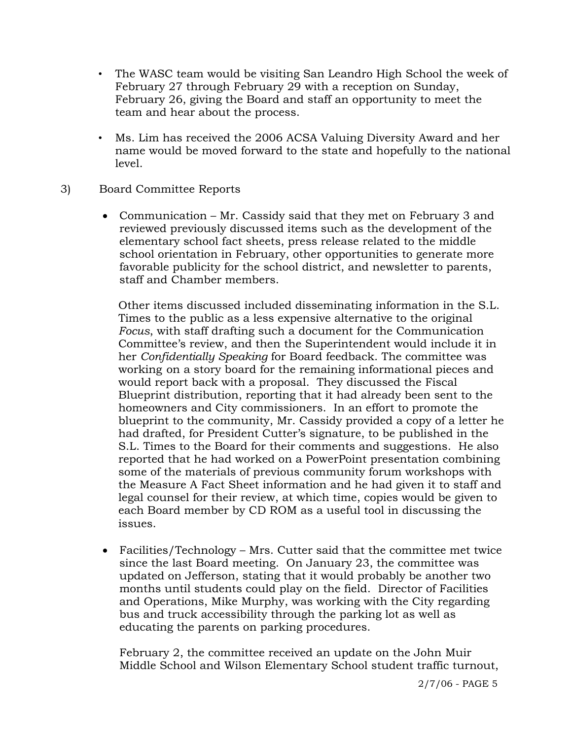- The WASC team would be visiting San Leandro High School the week of February 27 through February 29 with a reception on Sunday, February 26, giving the Board and staff an opportunity to meet the team and hear about the process.

- Ms. Lim has received the 2006 ACSA Valuing Diversity Award and her name would be moved forward to the state and hopefully to the national level.

3) Board Committee Reports

- Communication – Mr. Cassidy said that they met on February 3 and reviewed previously discussed items such as the development of the elementary school fact sheets, press release related to the middle school orientation in February, other opportunities to generate more favorable publicity for the school district, and newsletter to parents, staff and Chamber members.

  Other items discussed included disseminating information in the S.L. Times to the public as a less expensive alternative to the original *Focus*, with staff drafting such a document for the Communication Committee's review, and then the Superintendent would include it in her *Confidentially Speaking* for Board feedback. The committee was working on a story board for the remaining informational pieces and would report back with a proposal. They discussed the Fiscal Blueprint distribution, reporting that it had already been sent to the homeowners and City commissioners. In an effort to promote the blueprint to the community, Mr. Cassidy provided a copy of a letter he had drafted, for President Cutter's signature, to be published in the S.L. Times to the Board for their comments and suggestions. He also reported that he had worked on a PowerPoint presentation combining some of the materials of previous community forum workshops with the Measure A Fact Sheet information and he had given it to staff and legal counsel for their review, at which time, copies would be given to each Board member by CD ROM as a useful tool in discussing the issues.

- Facilities/Technology – Mrs. Cutter said that the committee met twice since the last Board meeting. On January 23, the committee was updated on Jefferson, stating that it would probably be another two months until students could play on the field. Director of Facilities and Operations, Mike Murphy, was working with the City regarding bus and truck accessibility through the parking lot as well as educating the parents on parking procedures.

  February 2, the committee received an update on the John Muir Middle School and Wilson Elementary School student traffic turnout,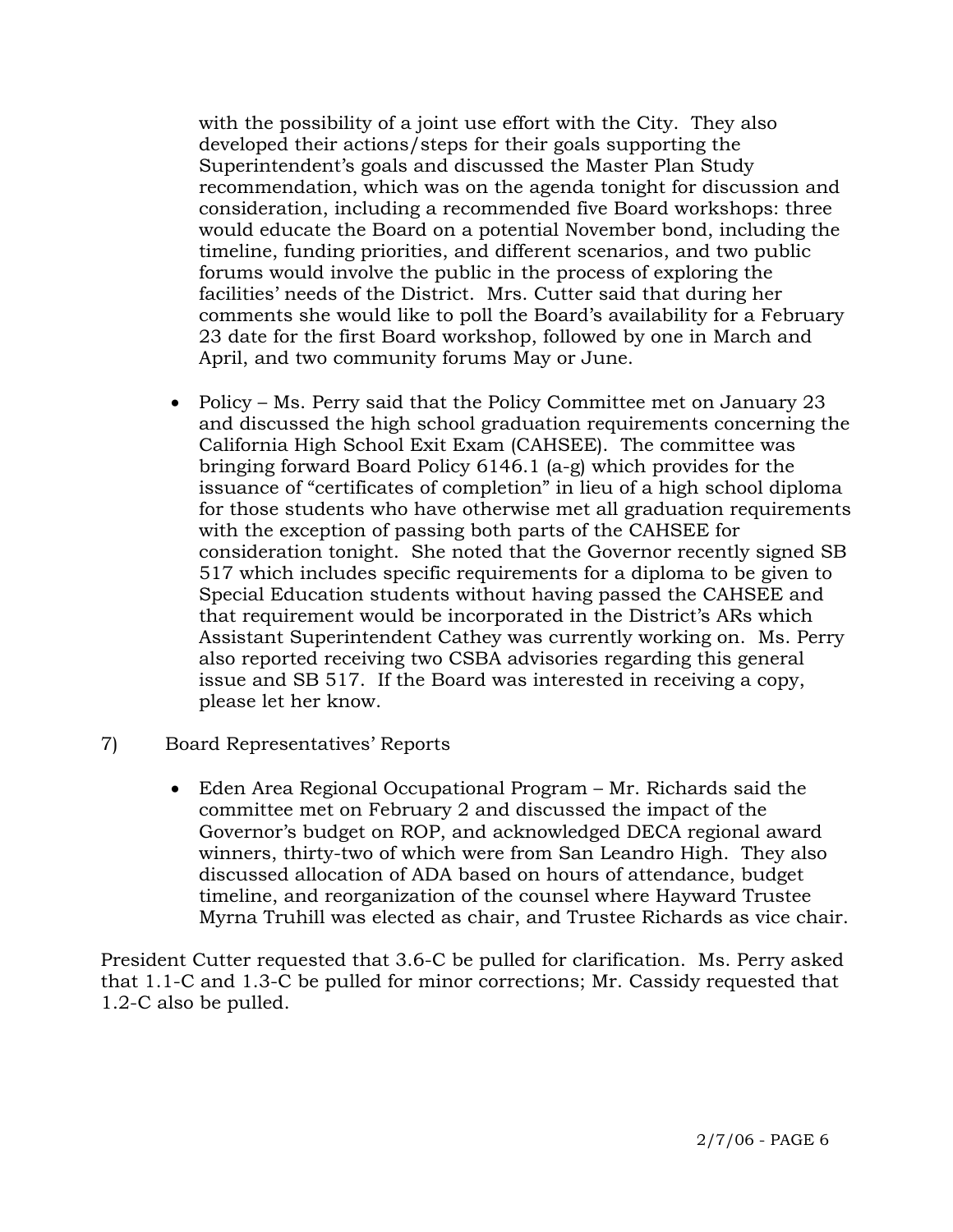with the possibility of a joint use effort with the City. They also developed their actions/steps for their goals supporting the Superintendent's goals and discussed the Master Plan Study recommendation, which was on the agenda tonight for discussion and consideration, including a recommended five Board workshops: three would educate the Board on a potential November bond, including the timeline, funding priorities, and different scenarios, and two public forums would involve the public in the process of exploring the facilities' needs of the District. Mrs. Cutter said that during her comments she would like to poll the Board's availability for a February 23 date for the first Board workshop, followed by one in March and April, and two community forums May or June.

- Policy – Ms. Perry said that the Policy Committee met on January 23 and discussed the high school graduation requirements concerning the California High School Exit Exam (CAHSEE). The committee was bringing forward Board Policy 6146.1 (a-g) which provides for the issuance of "certificates of completion" in lieu of a high school diploma for those students who have otherwise met all graduation requirements with the exception of passing both parts of the CAHSEE for consideration tonight. She noted that the Governor recently signed SB 517 which includes specific requirements for a diploma to be given to Special Education students without having passed the CAHSEE and that requirement would be incorporated in the District's ARs which Assistant Superintendent Cathey was currently working on. Ms. Perry also reported receiving two CSBA advisories regarding this general issue and SB 517. If the Board was interested in receiving a copy, please let her know.

7) Board Representatives' Reports

- Eden Area Regional Occupational Program – Mr. Richards said the committee met on February 2 and discussed the impact of the Governor's budget on ROP, and acknowledged DECA regional award winners, thirty-two of which were from San Leandro High. They also discussed allocation of ADA based on hours of attendance, budget timeline, and reorganization of the counsel where Hayward Trustee Myrna Truhill was elected as chair, and Trustee Richards as vice chair.

President Cutter requested that 3.6-C be pulled for clarification. Ms. Perry asked that 1.1-C and 1.3-C be pulled for minor corrections; Mr. Cassidy requested that 1.2-C also be pulled.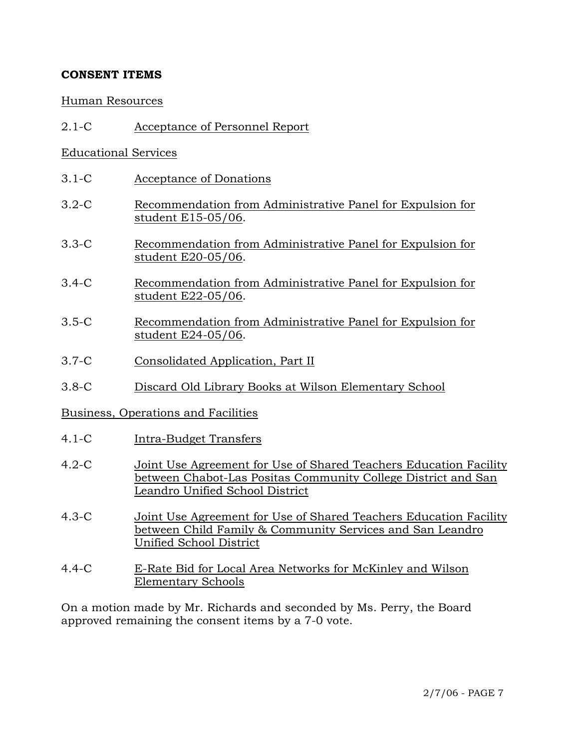**CONSENT ITEMS**

Human Resources

2.1-C Acceptance of Personnel Report

Educational Services

3.1-C Acceptance of Donations

3.2-C Recommendation from Administrative Panel for Expulsion for student E15-05/06.

3.3-C Recommendation from Administrative Panel for Expulsion for student E20-05/06.

3.4-C Recommendation from Administrative Panel for Expulsion for student E22-05/06.

3.5-C Recommendation from Administrative Panel for Expulsion for student E24-05/06.

3.7-C Consolidated Application, Part II

3.8-C Discard Old Library Books at Wilson Elementary School

Business, Operations and Facilities

4.1-C Intra-Budget Transfers

4.2-C Joint Use Agreement for Use of Shared Teachers Education Facility between Chabot-Las Positas Community College District and San Leandro Unified School District

4.3-C Joint Use Agreement for Use of Shared Teachers Education Facility between Child Family & Community Services and San Leandro Unified School District

4.4-C E-Rate Bid for Local Area Networks for McKinley and Wilson Elementary Schools

On a motion made by Mr. Richards and seconded by Ms. Perry, the Board approved remaining the consent items by a 7-0 vote.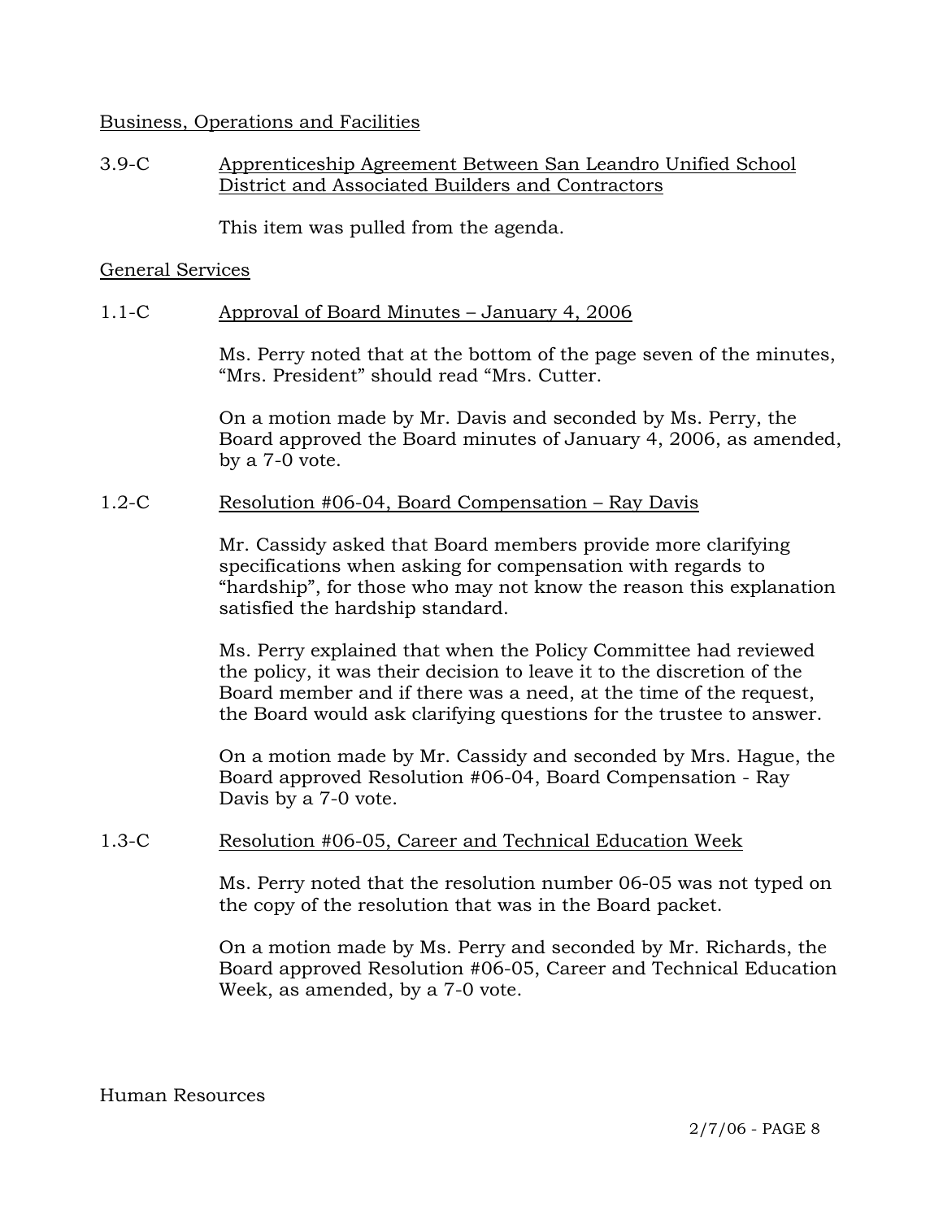Business, Operations and Facilities

3.9-C Apprenticeship Agreement Between San Leandro Unified School District and Associated Builders and Contractors

This item was pulled from the agenda.

General Services

1.1-C Approval of Board Minutes – January 4, 2006

Ms. Perry noted that at the bottom of the page seven of the minutes, "Mrs. President" should read "Mrs. Cutter.

On a motion made by Mr. Davis and seconded by Ms. Perry, the Board approved the Board minutes of January 4, 2006, as amended, by a 7-0 vote.

1.2-C Resolution #06-04, Board Compensation – Ray Davis

Mr. Cassidy asked that Board members provide more clarifying specifications when asking for compensation with regards to "hardship", for those who may not know the reason this explanation satisfied the hardship standard.

Ms. Perry explained that when the Policy Committee had reviewed the policy, it was their decision to leave it to the discretion of the Board member and if there was a need, at the time of the request, the Board would ask clarifying questions for the trustee to answer.

On a motion made by Mr. Cassidy and seconded by Mrs. Hague, the Board approved Resolution #06-04, Board Compensation - Ray Davis by a 7-0 vote.

1.3-C Resolution #06-05, Career and Technical Education Week

Ms. Perry noted that the resolution number 06-05 was not typed on the copy of the resolution that was in the Board packet.

On a motion made by Ms. Perry and seconded by Mr. Richards, the Board approved Resolution #06-05, Career and Technical Education Week, as amended, by a 7-0 vote.

Human Resources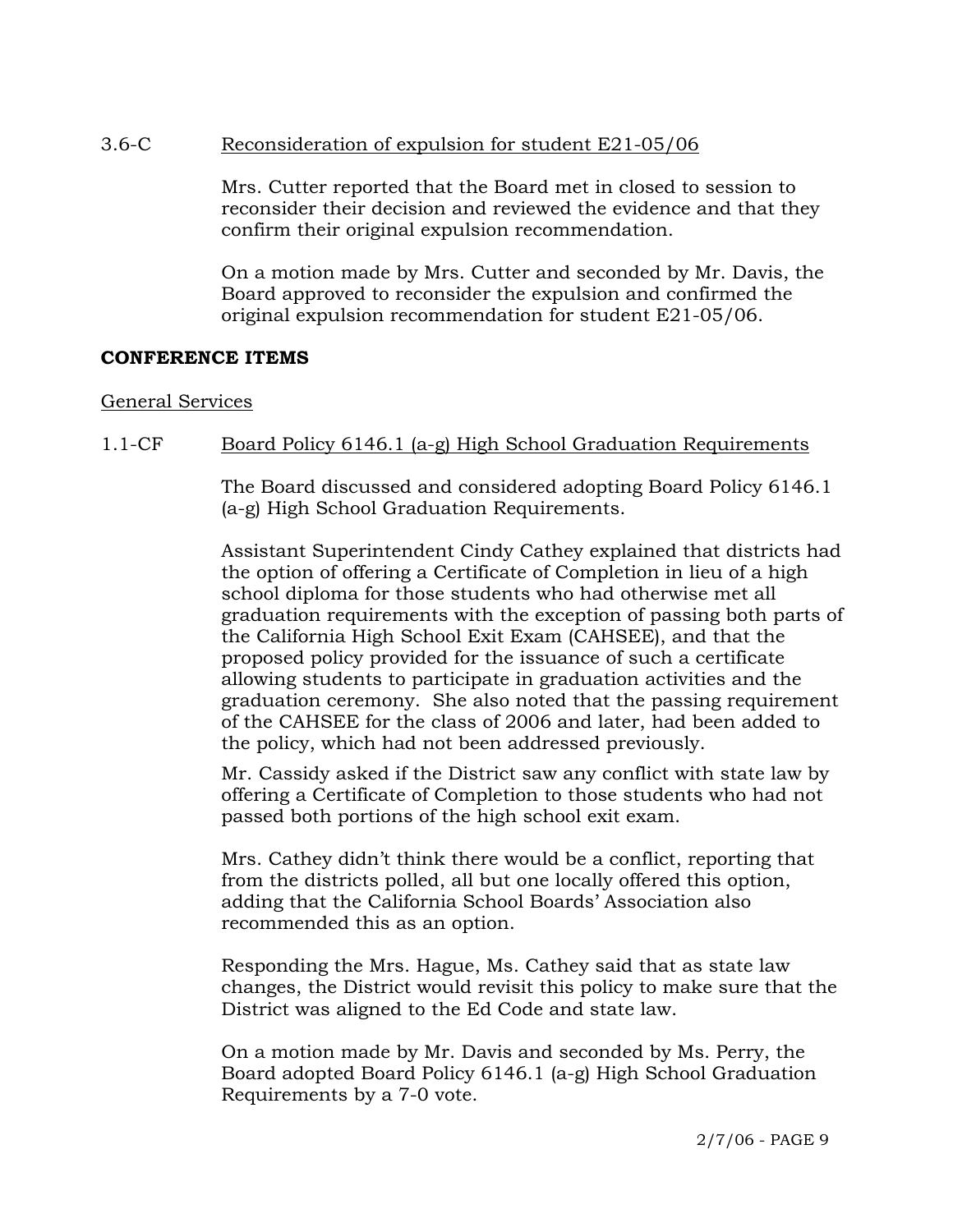3.6-C Reconsideration of expulsion for student E21-05/06

Mrs. Cutter reported that the Board met in closed to session to reconsider their decision and reviewed the evidence and that they confirm their original expulsion recommendation.

On a motion made by Mrs. Cutter and seconded by Mr. Davis, the Board approved to reconsider the expulsion and confirmed the original expulsion recommendation for student E21-05/06.

**CONFERENCE ITEMS**

General Services

1.1-CF Board Policy 6146.1 (a-g) High School Graduation Requirements

The Board discussed and considered adopting Board Policy 6146.1 (a-g) High School Graduation Requirements.

Assistant Superintendent Cindy Cathey explained that districts had the option of offering a Certificate of Completion in lieu of a high school diploma for those students who had otherwise met all graduation requirements with the exception of passing both parts of the California High School Exit Exam (CAHSEE), and that the proposed policy provided for the issuance of such a certificate allowing students to participate in graduation activities and the graduation ceremony. She also noted that the passing requirement of the CAHSEE for the class of 2006 and later, had been added to the policy, which had not been addressed previously.

Mr. Cassidy asked if the District saw any conflict with state law by offering a Certificate of Completion to those students who had not passed both portions of the high school exit exam.

Mrs. Cathey didn't think there would be a conflict, reporting that from the districts polled, all but one locally offered this option, adding that the California School Boards' Association also recommended this as an option.

Responding the Mrs. Hague, Ms. Cathey said that as state law changes, the District would revisit this policy to make sure that the District was aligned to the Ed Code and state law.

On a motion made by Mr. Davis and seconded by Ms. Perry, the Board adopted Board Policy 6146.1 (a-g) High School Graduation Requirements by a 7-0 vote.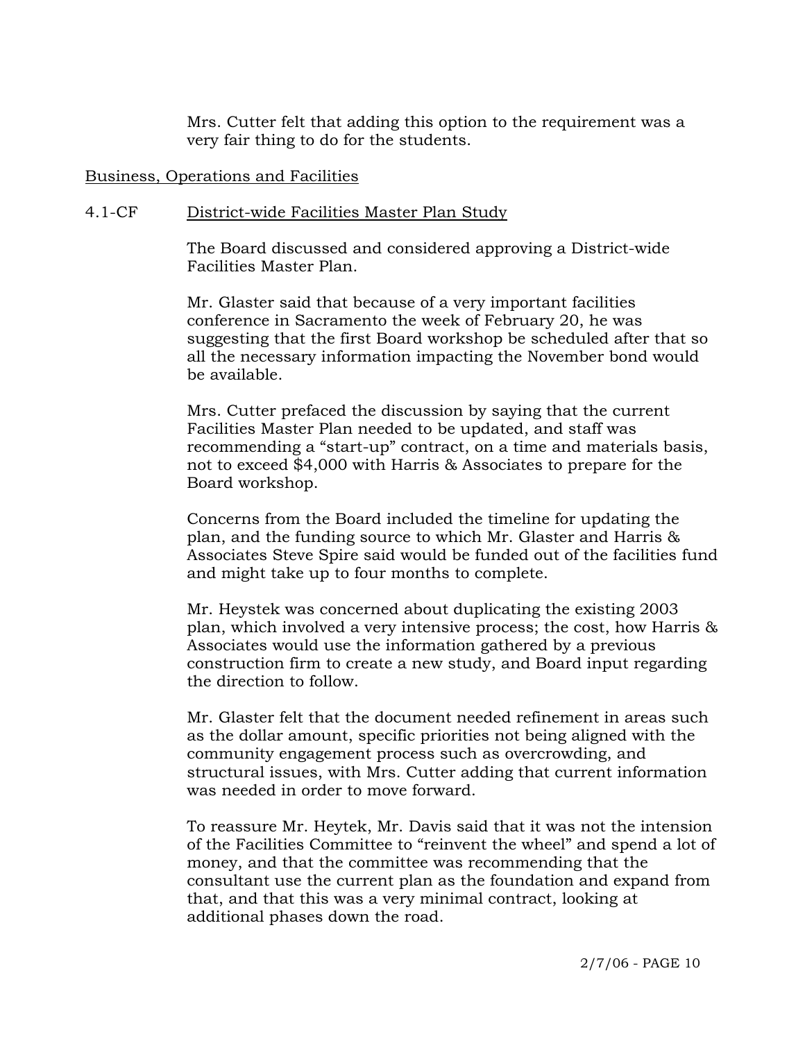Mrs. Cutter felt that adding this option to the requirement was a very fair thing to do for the students.

Business, Operations and Facilities

4.1-CF District-wide Facilities Master Plan Study

The Board discussed and considered approving a District-wide Facilities Master Plan.

Mr. Glaster said that because of a very important facilities conference in Sacramento the week of February 20, he was suggesting that the first Board workshop be scheduled after that so all the necessary information impacting the November bond would be available.

Mrs. Cutter prefaced the discussion by saying that the current Facilities Master Plan needed to be updated, and staff was recommending a "start-up" contract, on a time and materials basis, not to exceed $4,000 with Harris & Associates to prepare for the Board workshop.

Concerns from the Board included the timeline for updating the plan, and the funding source to which Mr. Glaster and Harris & Associates Steve Spire said would be funded out of the facilities fund and might take up to four months to complete.

Mr. Heystek was concerned about duplicating the existing 2003 plan, which involved a very intensive process; the cost, how Harris & Associates would use the information gathered by a previous construction firm to create a new study, and Board input regarding the direction to follow.

Mr. Glaster felt that the document needed refinement in areas such as the dollar amount, specific priorities not being aligned with the community engagement process such as overcrowding, and structural issues, with Mrs. Cutter adding that current information was needed in order to move forward.

To reassure Mr. Heytek, Mr. Davis said that it was not the intension of the Facilities Committee to "reinvent the wheel" and spend a lot of money, and that the committee was recommending that the consultant use the current plan as the foundation and expand from that, and that this was a very minimal contract, looking at additional phases down the road.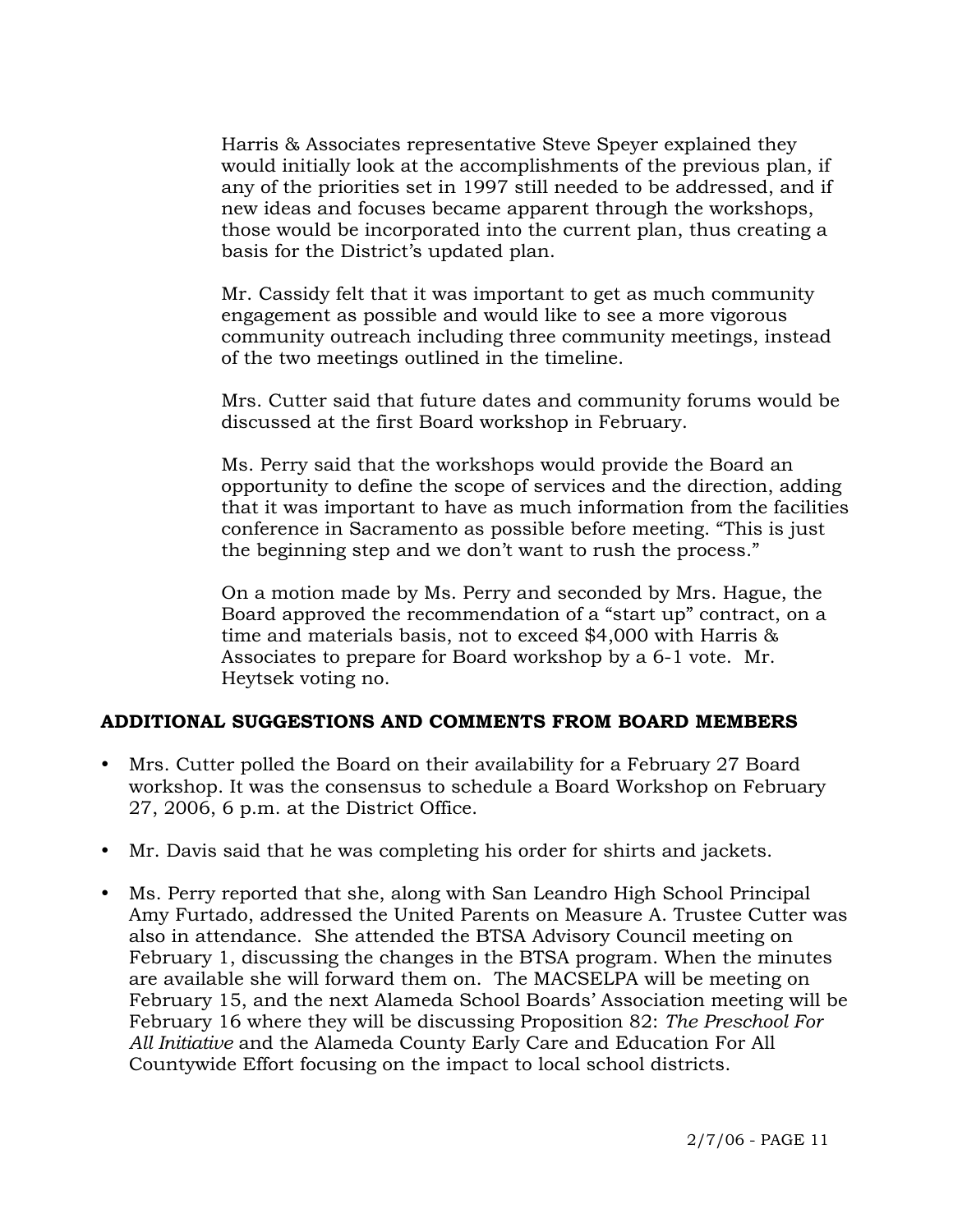Harris & Associates representative Steve Speyer explained they would initially look at the accomplishments of the previous plan, if any of the priorities set in 1997 still needed to be addressed, and if new ideas and focuses became apparent through the workshops, those would be incorporated into the current plan, thus creating a basis for the District's updated plan.

Mr. Cassidy felt that it was important to get as much community engagement as possible and would like to see a more vigorous community outreach including three community meetings, instead of the two meetings outlined in the timeline.

Mrs. Cutter said that future dates and community forums would be discussed at the first Board workshop in February.

Ms. Perry said that the workshops would provide the Board an opportunity to define the scope of services and the direction, adding that it was important to have as much information from the facilities conference in Sacramento as possible before meeting. "This is just the beginning step and we don't want to rush the process."

On a motion made by Ms. Perry and seconded by Mrs. Hague, the Board approved the recommendation of a "start up" contract, on a time and materials basis, not to exceed $4,000 with Harris & Associates to prepare for Board workshop by a 6-1 vote. Mr. Heytsek voting no.

## ADDITIONAL SUGGESTIONS AND COMMENTS FROM BOARD MEMBERS

- Mrs. Cutter polled the Board on their availability for a February 27 Board workshop. It was the consensus to schedule a Board Workshop on February 27, 2006, 6 p.m. at the District Office.
- Mr. Davis said that he was completing his order for shirts and jackets.
- Ms. Perry reported that she, along with San Leandro High School Principal Amy Furtado, addressed the United Parents on Measure A. Trustee Cutter was also in attendance. She attended the BTSA Advisory Council meeting on February 1, discussing the changes in the BTSA program. When the minutes are available she will forward them on. The MACSELPA will be meeting on February 15, and the next Alameda School Boards' Association meeting will be February 16 where they will be discussing Proposition 82: *The Preschool For All Initiative* and the Alameda County Early Care and Education For All Countywide Effort focusing on the impact to local school districts.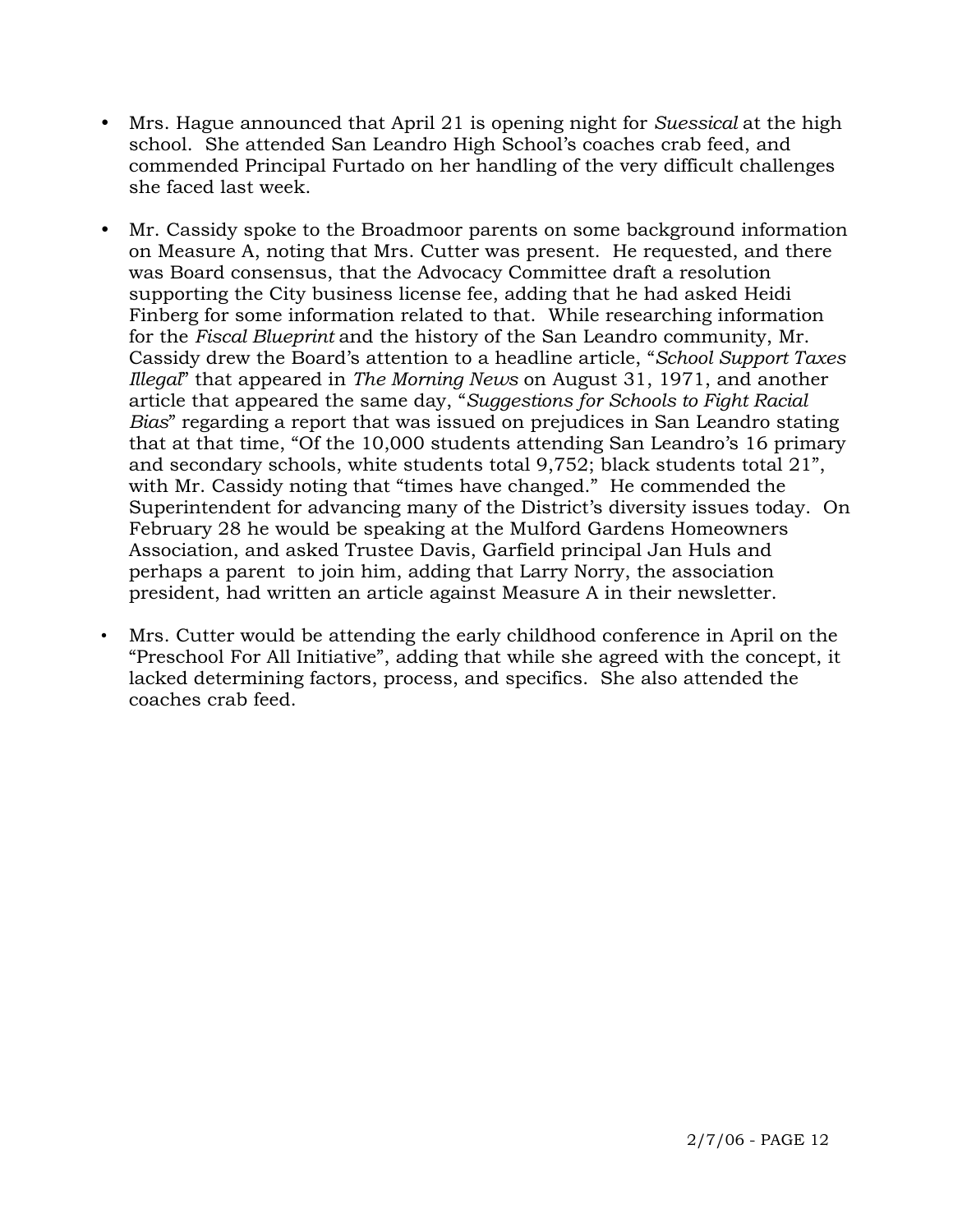- Mrs. Hague announced that April 21 is opening night for *Suessical* at the high school. She attended San Leandro High School's coaches crab feed, and commended Principal Furtado on her handling of the very difficult challenges she faced last week.

- Mr. Cassidy spoke to the Broadmoor parents on some background information on Measure A, noting that Mrs. Cutter was present. He requested, and there was Board consensus, that the Advocacy Committee draft a resolution supporting the City business license fee, adding that he had asked Heidi Finberg for some information related to that. While researching information for the *Fiscal Blueprint* and the history of the San Leandro community, Mr. Cassidy drew the Board's attention to a headline article, "*School Support Taxes Illegal*" that appeared in *The Morning News* on August 31, 1971, and another article that appeared the same day, "*Suggestions for Schools to Fight Racial Bias*" regarding a report that was issued on prejudices in San Leandro stating that at that time, "Of the 10,000 students attending San Leandro's 16 primary and secondary schools, white students total 9,752; black students total 21", with Mr. Cassidy noting that "times have changed." He commended the Superintendent for advancing many of the District's diversity issues today. On February 28 he would be speaking at the Mulford Gardens Homeowners Association, and asked Trustee Davis, Garfield principal Jan Huls and perhaps a parent to join him, adding that Larry Norry, the association president, had written an article against Measure A in their newsletter.

- Mrs. Cutter would be attending the early childhood conference in April on the "Preschool For All Initiative", adding that while she agreed with the concept, it lacked determining factors, process, and specifics. She also attended the coaches crab feed.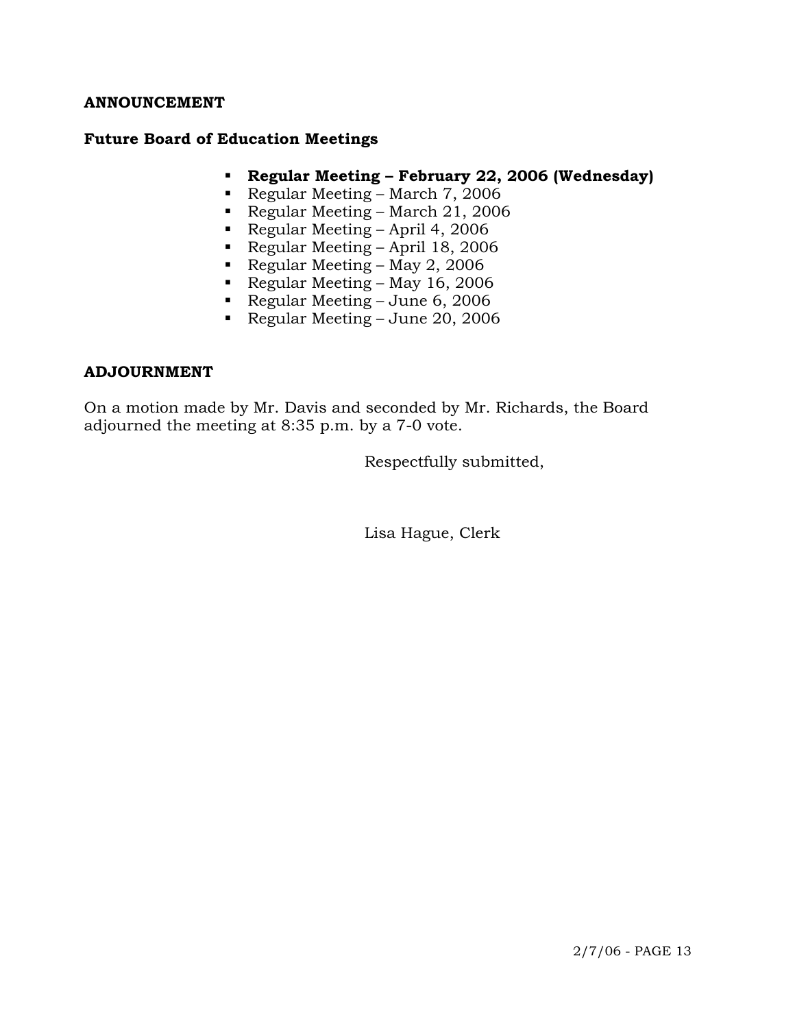**ANNOUNCEMENT**

**Future Board of Education Meetings**

- **Regular Meeting – February 22, 2006 (Wednesday)**
- Regular Meeting – March 7, 2006
- Regular Meeting – March 21, 2006
- Regular Meeting – April 4, 2006
- Regular Meeting – April 18, 2006
- Regular Meeting – May 2, 2006
- Regular Meeting – May 16, 2006
- Regular Meeting – June 6, 2006
- Regular Meeting – June 20, 2006

**ADJOURNMENT**

On a motion made by Mr. Davis and seconded by Mr. Richards, the Board adjourned the meeting at 8:35 p.m. by a 7-0 vote.

Respectfully submitted,

Lisa Hague, Clerk